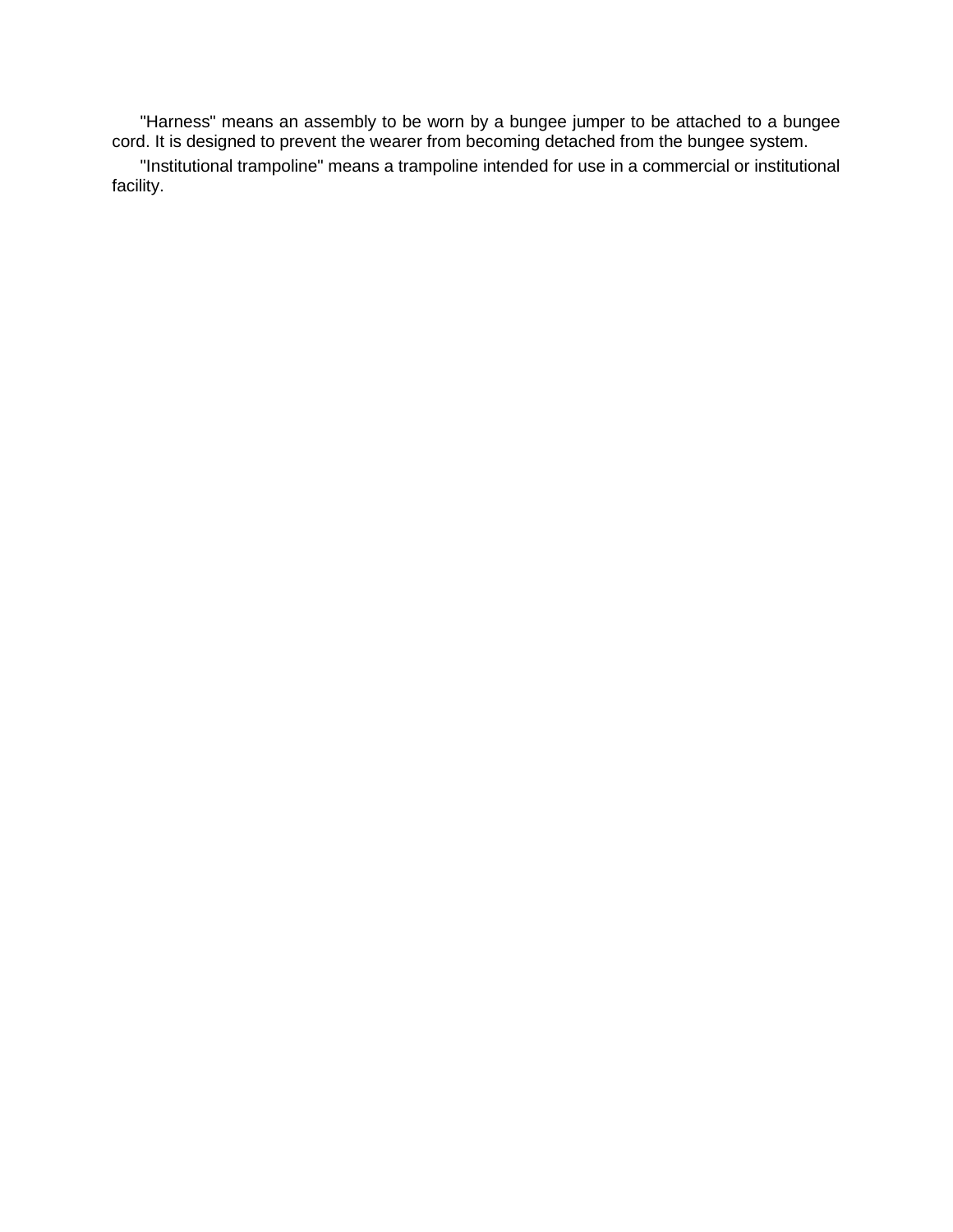"Harness" means an assembly to be worn by a bungee jumper to be attached to a bungee cord. It is designed to prevent the wearer from becoming detached from the bungee system.

"Institutional trampoline" means a trampoline intended for use in a commercial or institutional facility.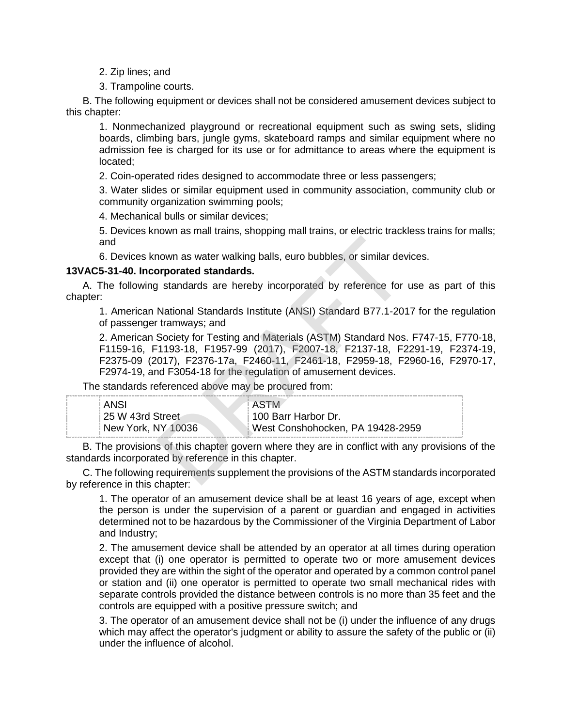2. Zip lines; and

3. Trampoline courts.

B. The following equipment or devices shall not be considered amusement devices subject to this chapter:

1. Nonmechanized playground or recreational equipment such as swing sets, sliding boards, climbing bars, jungle gyms, skateboard ramps and similar equipment where no admission fee is charged for its use or for admittance to areas where the equipment is located;

2. Coin-operated rides designed to accommodate three or less passengers;

3. Water slides or similar equipment used in community association, community club or community organization swimming pools;

4. Mechanical bulls or similar devices;

5. Devices known as mall trains, shopping mall trains, or electric trackless trains for malls; and

6. Devices known as water walking balls, euro bubbles, or similar devices.

**13VAC5-31-40. Incorporated standards.**

A. The following standards are hereby incorporated by reference for use as part of this chapter:

1. American National Standards Institute (ANSI) Standard B77.1-2017 for the regulation of passenger tramways; and

2. American Society for Testing and Materials (ASTM) Standard Nos. F747-15, F770-18, F1159-16, F1193-18, F1957-99 (2017), F2007-18, F2137-18, F2291-19, F2374-19, F2375-09 (2017), F2376-17a, F2460-11, F2461-18, F2959-18, F2960-16, F2970-17, F2974-19, and F3054-18 for the regulation of amusement devices.

The standards referenced above may be procured from:

| | ANSI | ASTM |
|---|---|---|
| | 25 W 43rd Street | 100 Barr Harbor Dr. |
| | New York, NY 10036 | West Conshohocken, PA 19428-2959 |

B. The provisions of this chapter govern where they are in conflict with any provisions of the standards incorporated by reference in this chapter.

C. The following requirements supplement the provisions of the ASTM standards incorporated by reference in this chapter:

1. The operator of an amusement device shall be at least 16 years of age, except when the person is under the supervision of a parent or guardian and engaged in activities determined not to be hazardous by the Commissioner of the Virginia Department of Labor and Industry;

2. The amusement device shall be attended by an operator at all times during operation except that (i) one operator is permitted to operate two or more amusement devices provided they are within the sight of the operator and operated by a common control panel or station and (ii) one operator is permitted to operate two small mechanical rides with separate controls provided the distance between controls is no more than 35 feet and the controls are equipped with a positive pressure switch; and

3. The operator of an amusement device shall not be (i) under the influence of any drugs which may affect the operator's judgment or ability to assure the safety of the public or (ii) under the influence of alcohol.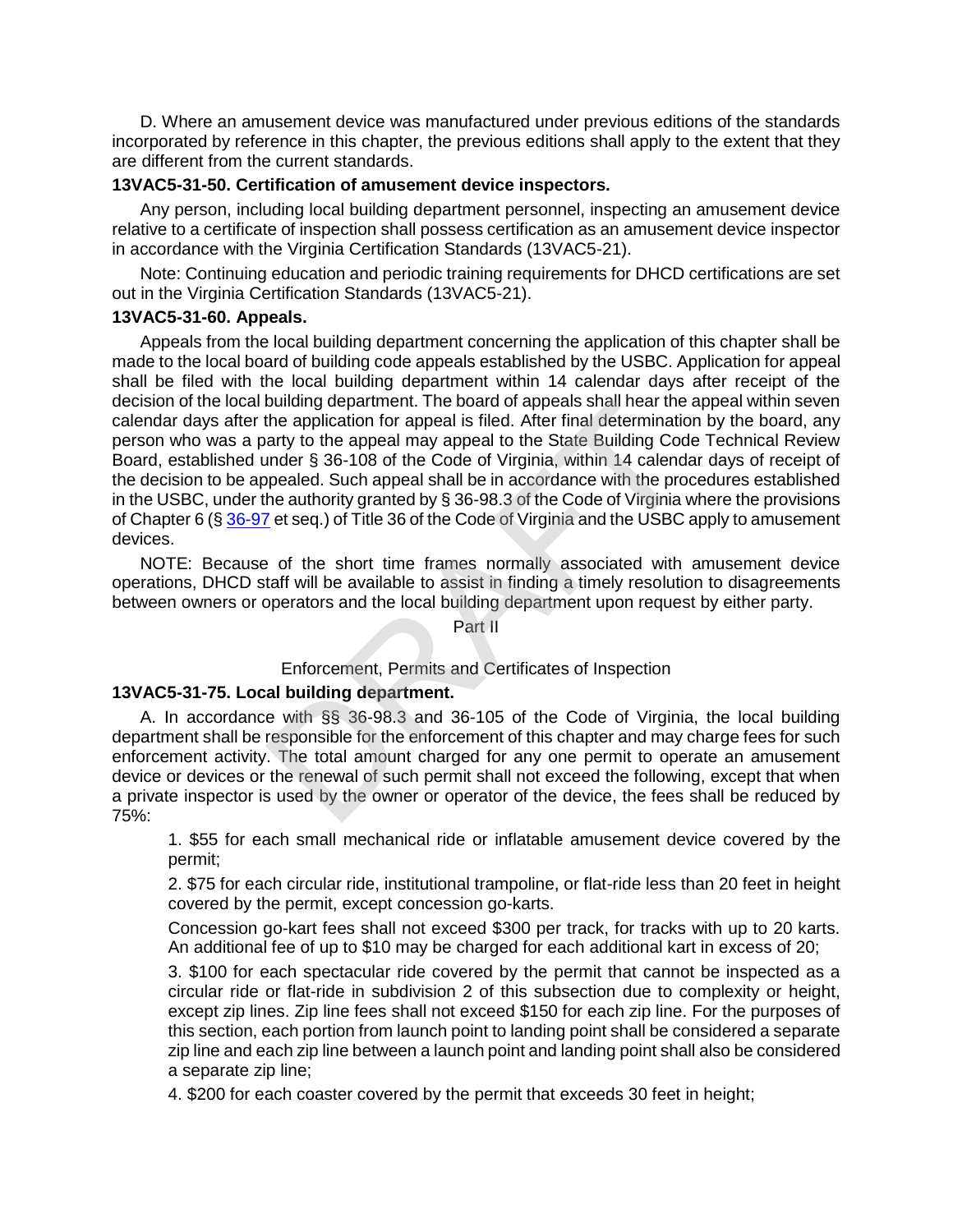D. Where an amusement device was manufactured under previous editions of the standards incorporated by reference in this chapter, the previous editions shall apply to the extent that they are different from the current standards.

**13VAC5-31-50. Certification of amusement device inspectors.**

Any person, including local building department personnel, inspecting an amusement device relative to a certificate of inspection shall possess certification as an amusement device inspector in accordance with the Virginia Certification Standards (13VAC5-21).

Note: Continuing education and periodic training requirements for DHCD certifications are set out in the Virginia Certification Standards (13VAC5-21).

**13VAC5-31-60. Appeals.**

Appeals from the local building department concerning the application of this chapter shall be made to the local board of building code appeals established by the USBC. Application for appeal shall be filed with the local building department within 14 calendar days after receipt of the decision of the local building department. The board of appeals shall hear the appeal within seven calendar days after the application for appeal is filed. After final determination by the board, any person who was a party to the appeal may appeal to the State Building Code Technical Review Board, established under § 36-108 of the Code of Virginia, within 14 calendar days of receipt of the decision to be appealed. Such appeal shall be in accordance with the procedures established in the USBC, under the authority granted by § 36-98.3 of the Code of Virginia where the provisions of Chapter 6 (§ 36-97 et seq.) of Title 36 of the Code of Virginia and the USBC apply to amusement devices.

NOTE: Because of the short time frames normally associated with amusement device operations, DHCD staff will be available to assist in finding a timely resolution to disagreements between owners or operators and the local building department upon request by either party.

Part II

Enforcement, Permits and Certificates of Inspection

**13VAC5-31-75. Local building department.**

A. In accordance with §§ 36-98.3 and 36-105 of the Code of Virginia, the local building department shall be responsible for the enforcement of this chapter and may charge fees for such enforcement activity. The total amount charged for any one permit to operate an amusement device or devices or the renewal of such permit shall not exceed the following, except that when a private inspector is used by the owner or operator of the device, the fees shall be reduced by 75%:

1. $55 for each small mechanical ride or inflatable amusement device covered by the permit;

2. $75 for each circular ride, institutional trampoline, or flat-ride less than 20 feet in height covered by the permit, except concession go-karts.

   Concession go-kart fees shall not exceed $300 per track, for tracks with up to 20 karts. An additional fee of up to $10 may be charged for each additional kart in excess of 20;

3. $100 for each spectacular ride covered by the permit that cannot be inspected as a circular ride or flat-ride in subdivision 2 of this subsection due to complexity or height, except zip lines. Zip line fees shall not exceed $150 for each zip line. For the purposes of this section, each portion from launch point to landing point shall be considered a separate zip line and each zip line between a launch point and landing point shall also be considered a separate zip line;

4. $200 for each coaster covered by the permit that exceeds 30 feet in height;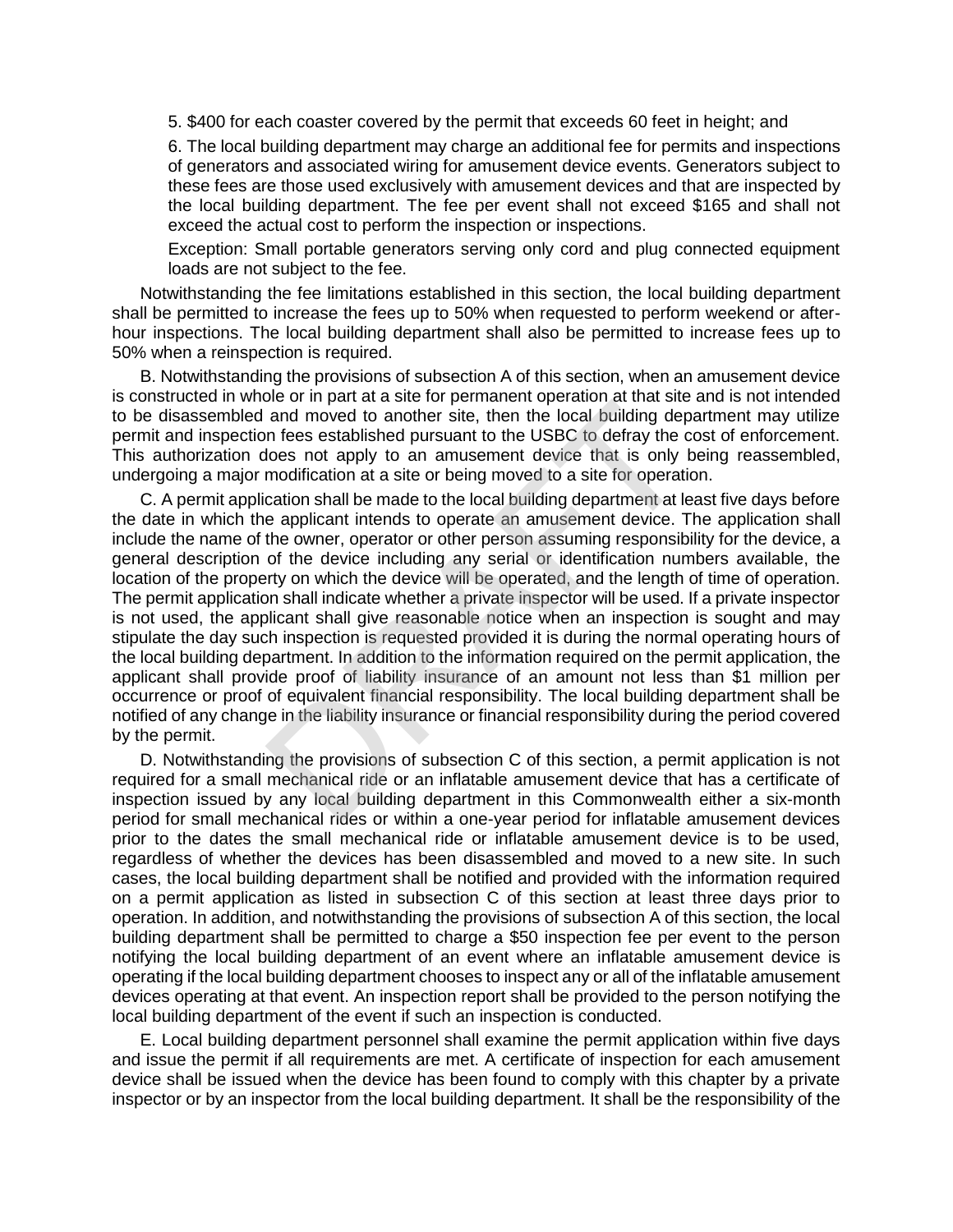5. $400 for each coaster covered by the permit that exceeds 60 feet in height; and

6. The local building department may charge an additional fee for permits and inspections of generators and associated wiring for amusement device events. Generators subject to these fees are those used exclusively with amusement devices and that are inspected by the local building department. The fee per event shall not exceed $165 and shall not exceed the actual cost to perform the inspection or inspections.

Exception: Small portable generators serving only cord and plug connected equipment loads are not subject to the fee.

Notwithstanding the fee limitations established in this section, the local building department shall be permitted to increase the fees up to 50% when requested to perform weekend or after-hour inspections. The local building department shall also be permitted to increase fees up to 50% when a reinspection is required.

B. Notwithstanding the provisions of subsection A of this section, when an amusement device is constructed in whole or in part at a site for permanent operation at that site and is not intended to be disassembled and moved to another site, then the local building department may utilize permit and inspection fees established pursuant to the USBC to defray the cost of enforcement. This authorization does not apply to an amusement device that is only being reassembled, undergoing a major modification at a site or being moved to a site for operation.

C. A permit application shall be made to the local building department at least five days before the date in which the applicant intends to operate an amusement device. The application shall include the name of the owner, operator or other person assuming responsibility for the device, a general description of the device including any serial or identification numbers available, the location of the property on which the device will be operated, and the length of time of operation. The permit application shall indicate whether a private inspector will be used. If a private inspector is not used, the applicant shall give reasonable notice when an inspection is sought and may stipulate the day such inspection is requested provided it is during the normal operating hours of the local building department. In addition to the information required on the permit application, the applicant shall provide proof of liability insurance of an amount not less than $1 million per occurrence or proof of equivalent financial responsibility. The local building department shall be notified of any change in the liability insurance or financial responsibility during the period covered by the permit.

D. Notwithstanding the provisions of subsection C of this section, a permit application is not required for a small mechanical ride or an inflatable amusement device that has a certificate of inspection issued by any local building department in this Commonwealth either a six-month period for small mechanical rides or within a one-year period for inflatable amusement devices prior to the dates the small mechanical ride or inflatable amusement device is to be used, regardless of whether the devices has been disassembled and moved to a new site. In such cases, the local building department shall be notified and provided with the information required on a permit application as listed in subsection C of this section at least three days prior to operation. In addition, and notwithstanding the provisions of subsection A of this section, the local building department shall be permitted to charge a $50 inspection fee per event to the person notifying the local building department of an event where an inflatable amusement device is operating if the local building department chooses to inspect any or all of the inflatable amusement devices operating at that event. An inspection report shall be provided to the person notifying the local building department of the event if such an inspection is conducted.

E. Local building department personnel shall examine the permit application within five days and issue the permit if all requirements are met. A certificate of inspection for each amusement device shall be issued when the device has been found to comply with this chapter by a private inspector or by an inspector from the local building department. It shall be the responsibility of the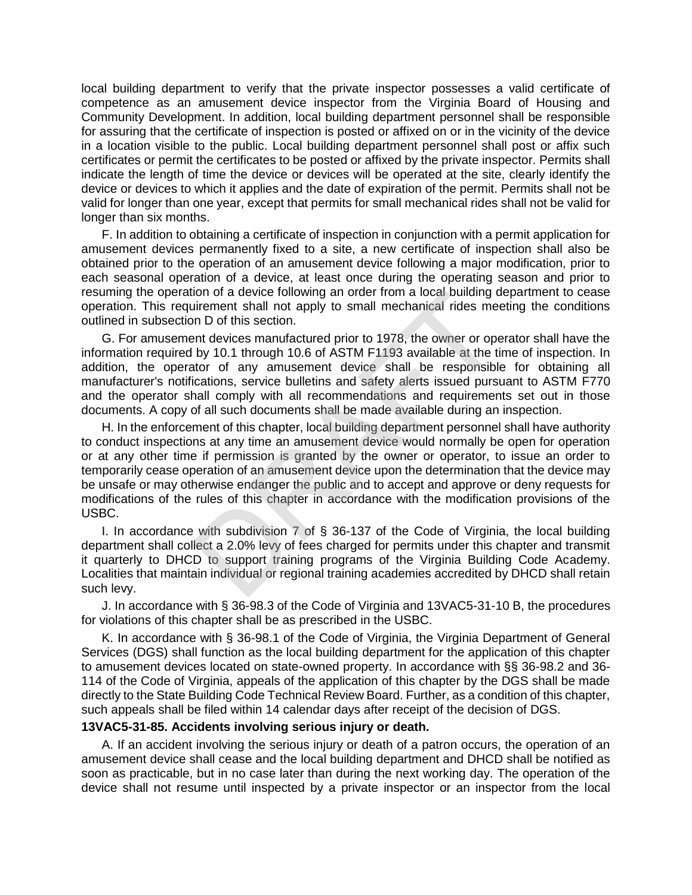local building department to verify that the private inspector possesses a valid certificate of competence as an amusement device inspector from the Virginia Board of Housing and Community Development. In addition, local building department personnel shall be responsible for assuring that the certificate of inspection is posted or affixed on or in the vicinity of the device in a location visible to the public. Local building department personnel shall post or affix such certificates or permit the certificates to be posted or affixed by the private inspector. Permits shall indicate the length of time the device or devices will be operated at the site, clearly identify the device or devices to which it applies and the date of expiration of the permit. Permits shall not be valid for longer than one year, except that permits for small mechanical rides shall not be valid for longer than six months.

F. In addition to obtaining a certificate of inspection in conjunction with a permit application for amusement devices permanently fixed to a site, a new certificate of inspection shall also be obtained prior to the operation of an amusement device following a major modification, prior to each seasonal operation of a device, at least once during the operating season and prior to resuming the operation of a device following an order from a local building department to cease operation. This requirement shall not apply to small mechanical rides meeting the conditions outlined in subsection D of this section.

G. For amusement devices manufactured prior to 1978, the owner or operator shall have the information required by 10.1 through 10.6 of ASTM F1193 available at the time of inspection. In addition, the operator of any amusement device shall be responsible for obtaining all manufacturer's notifications, service bulletins and safety alerts issued pursuant to ASTM F770 and the operator shall comply with all recommendations and requirements set out in those documents. A copy of all such documents shall be made available during an inspection.

H. In the enforcement of this chapter, local building department personnel shall have authority to conduct inspections at any time an amusement device would normally be open for operation or at any other time if permission is granted by the owner or operator, to issue an order to temporarily cease operation of an amusement device upon the determination that the device may be unsafe or may otherwise endanger the public and to accept and approve or deny requests for modifications of the rules of this chapter in accordance with the modification provisions of the USBC.

I. In accordance with subdivision 7 of § 36-137 of the Code of Virginia, the local building department shall collect a 2.0% levy of fees charged for permits under this chapter and transmit it quarterly to DHCD to support training programs of the Virginia Building Code Academy. Localities that maintain individual or regional training academies accredited by DHCD shall retain such levy.

J. In accordance with § 36-98.3 of the Code of Virginia and 13VAC5-31-10 B, the procedures for violations of this chapter shall be as prescribed in the USBC.

K. In accordance with § 36-98.1 of the Code of Virginia, the Virginia Department of General Services (DGS) shall function as the local building department for the application of this chapter to amusement devices located on state-owned property. In accordance with §§ 36-98.2 and 36-114 of the Code of Virginia, appeals of the application of this chapter by the DGS shall be made directly to the State Building Code Technical Review Board. Further, as a condition of this chapter, such appeals shall be filed within 14 calendar days after receipt of the decision of DGS.

**13VAC5-31-85. Accidents involving serious injury or death.**

A. If an accident involving the serious injury or death of a patron occurs, the operation of an amusement device shall cease and the local building department and DHCD shall be notified as soon as practicable, but in no case later than during the next working day. The operation of the device shall not resume until inspected by a private inspector or an inspector from the local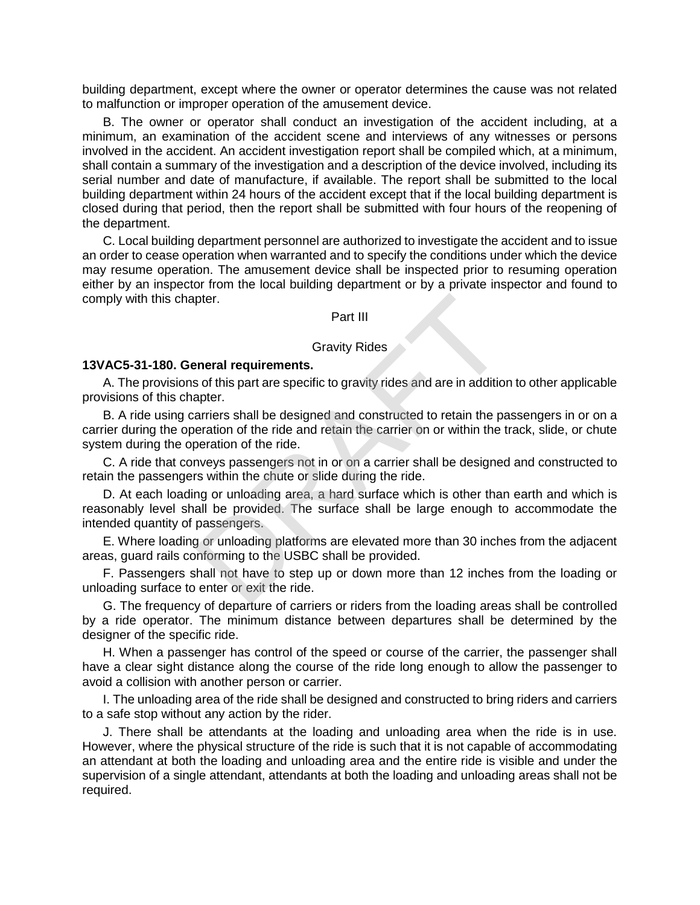building department, except where the owner or operator determines the cause was not related to malfunction or improper operation of the amusement device.

B. The owner or operator shall conduct an investigation of the accident including, at a minimum, an examination of the accident scene and interviews of any witnesses or persons involved in the accident. An accident investigation report shall be compiled which, at a minimum, shall contain a summary of the investigation and a description of the device involved, including its serial number and date of manufacture, if available. The report shall be submitted to the local building department within 24 hours of the accident except that if the local building department is closed during that period, then the report shall be submitted with four hours of the reopening of the department.

C. Local building department personnel are authorized to investigate the accident and to issue an order to cease operation when warranted and to specify the conditions under which the device may resume operation. The amusement device shall be inspected prior to resuming operation either by an inspector from the local building department or by a private inspector and found to comply with this chapter.

## Part III

## Gravity Rides

### 13VAC5-31-180. General requirements.

A. The provisions of this part are specific to gravity rides and are in addition to other applicable provisions of this chapter.

B. A ride using carriers shall be designed and constructed to retain the passengers in or on a carrier during the operation of the ride and retain the carrier on or within the track, slide, or chute system during the operation of the ride.

C. A ride that conveys passengers not in or on a carrier shall be designed and constructed to retain the passengers within the chute or slide during the ride.

D. At each loading or unloading area, a hard surface which is other than earth and which is reasonably level shall be provided. The surface shall be large enough to accommodate the intended quantity of passengers.

E. Where loading or unloading platforms are elevated more than 30 inches from the adjacent areas, guard rails conforming to the USBC shall be provided.

F. Passengers shall not have to step up or down more than 12 inches from the loading or unloading surface to enter or exit the ride.

G. The frequency of departure of carriers or riders from the loading areas shall be controlled by a ride operator. The minimum distance between departures shall be determined by the designer of the specific ride.

H. When a passenger has control of the speed or course of the carrier, the passenger shall have a clear sight distance along the course of the ride long enough to allow the passenger to avoid a collision with another person or carrier.

I. The unloading area of the ride shall be designed and constructed to bring riders and carriers to a safe stop without any action by the rider.

J. There shall be attendants at the loading and unloading area when the ride is in use. However, where the physical structure of the ride is such that it is not capable of accommodating an attendant at both the loading and unloading area and the entire ride is visible and under the supervision of a single attendant, attendants at both the loading and unloading areas shall not be required.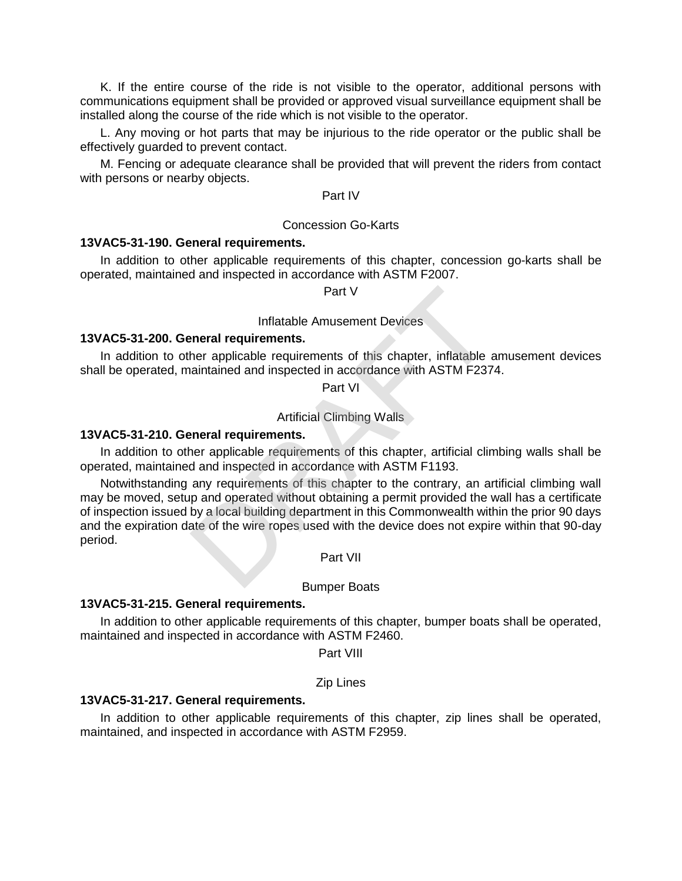K. If the entire course of the ride is not visible to the operator, additional persons with communications equipment shall be provided or approved visual surveillance equipment shall be installed along the course of the ride which is not visible to the operator.

L. Any moving or hot parts that may be injurious to the ride operator or the public shall be effectively guarded to prevent contact.

M. Fencing or adequate clearance shall be provided that will prevent the riders from contact with persons or nearby objects.

Part IV

Concession Go-Karts

**13VAC5-31-190. General requirements.**

In addition to other applicable requirements of this chapter, concession go-karts shall be operated, maintained and inspected in accordance with ASTM F2007.

Part V

Inflatable Amusement Devices

**13VAC5-31-200. General requirements.**

In addition to other applicable requirements of this chapter, inflatable amusement devices shall be operated, maintained and inspected in accordance with ASTM F2374.

Part VI

Artificial Climbing Walls

**13VAC5-31-210. General requirements.**

In addition to other applicable requirements of this chapter, artificial climbing walls shall be operated, maintained and inspected in accordance with ASTM F1193.

Notwithstanding any requirements of this chapter to the contrary, an artificial climbing wall may be moved, setup and operated without obtaining a permit provided the wall has a certificate of inspection issued by a local building department in this Commonwealth within the prior 90 days and the expiration date of the wire ropes used with the device does not expire within that 90-day period.

Part VII

Bumper Boats

**13VAC5-31-215. General requirements.**

In addition to other applicable requirements of this chapter, bumper boats shall be operated, maintained and inspected in accordance with ASTM F2460.

Part VIII

Zip Lines

**13VAC5-31-217. General requirements.**

In addition to other applicable requirements of this chapter, zip lines shall be operated, maintained, and inspected in accordance with ASTM F2959.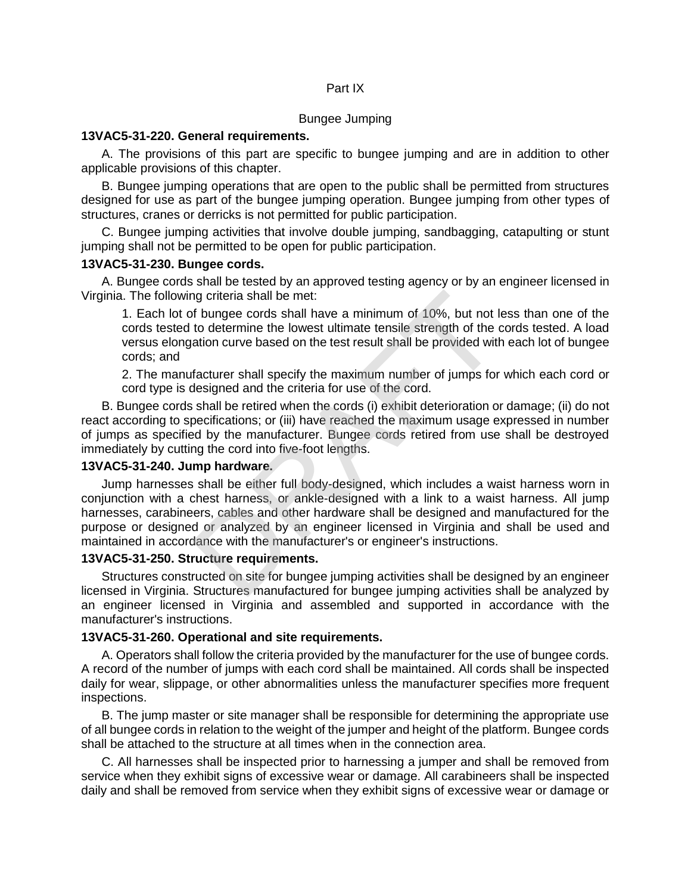## Part IX

## Bungee Jumping

### 13VAC5-31-220. General requirements.

A. The provisions of this part are specific to bungee jumping and are in addition to other applicable provisions of this chapter.

B. Bungee jumping operations that are open to the public shall be permitted from structures designed for use as part of the bungee jumping operation. Bungee jumping from other types of structures, cranes or derricks is not permitted for public participation.

C. Bungee jumping activities that involve double jumping, sandbagging, catapulting or stunt jumping shall not be permitted to be open for public participation.

### 13VAC5-31-230. Bungee cords.

A. Bungee cords shall be tested by an approved testing agency or by an engineer licensed in Virginia. The following criteria shall be met:

1. Each lot of bungee cords shall have a minimum of 10%, but not less than one of the cords tested to determine the lowest ultimate tensile strength of the cords tested. A load versus elongation curve based on the test result shall be provided with each lot of bungee cords; and

2. The manufacturer shall specify the maximum number of jumps for which each cord or cord type is designed and the criteria for use of the cord.

B. Bungee cords shall be retired when the cords (i) exhibit deterioration or damage; (ii) do not react according to specifications; or (iii) have reached the maximum usage expressed in number of jumps as specified by the manufacturer. Bungee cords retired from use shall be destroyed immediately by cutting the cord into five-foot lengths.

### 13VAC5-31-240. Jump hardware.

Jump harnesses shall be either full body-designed, which includes a waist harness worn in conjunction with a chest harness, or ankle-designed with a link to a waist harness. All jump harnesses, carabineers, cables and other hardware shall be designed and manufactured for the purpose or designed or analyzed by an engineer licensed in Virginia and shall be used and maintained in accordance with the manufacturer's or engineer's instructions.

### 13VAC5-31-250. Structure requirements.

Structures constructed on site for bungee jumping activities shall be designed by an engineer licensed in Virginia. Structures manufactured for bungee jumping activities shall be analyzed by an engineer licensed in Virginia and assembled and supported in accordance with the manufacturer's instructions.

### 13VAC5-31-260. Operational and site requirements.

A. Operators shall follow the criteria provided by the manufacturer for the use of bungee cords. A record of the number of jumps with each cord shall be maintained. All cords shall be inspected daily for wear, slippage, or other abnormalities unless the manufacturer specifies more frequent inspections.

B. The jump master or site manager shall be responsible for determining the appropriate use of all bungee cords in relation to the weight of the jumper and height of the platform. Bungee cords shall be attached to the structure at all times when in the connection area.

C. All harnesses shall be inspected prior to harnessing a jumper and shall be removed from service when they exhibit signs of excessive wear or damage. All carabineers shall be inspected daily and shall be removed from service when they exhibit signs of excessive wear or damage or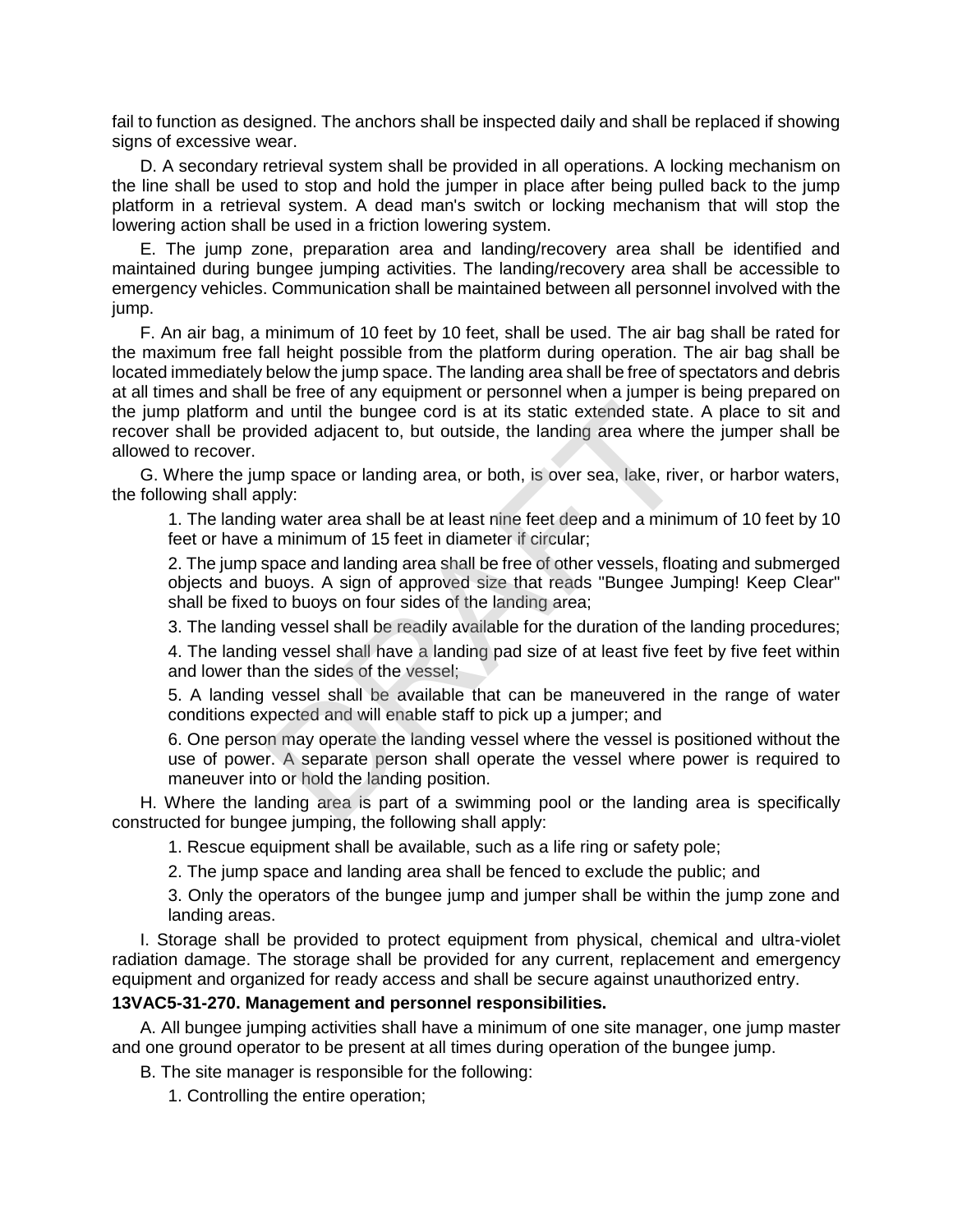fail to function as designed. The anchors shall be inspected daily and shall be replaced if showing signs of excessive wear.

D. A secondary retrieval system shall be provided in all operations. A locking mechanism on the line shall be used to stop and hold the jumper in place after being pulled back to the jump platform in a retrieval system. A dead man's switch or locking mechanism that will stop the lowering action shall be used in a friction lowering system.

E. The jump zone, preparation area and landing/recovery area shall be identified and maintained during bungee jumping activities. The landing/recovery area shall be accessible to emergency vehicles. Communication shall be maintained between all personnel involved with the jump.

F. An air bag, a minimum of 10 feet by 10 feet, shall be used. The air bag shall be rated for the maximum free fall height possible from the platform during operation. The air bag shall be located immediately below the jump space. The landing area shall be free of spectators and debris at all times and shall be free of any equipment or personnel when a jumper is being prepared on the jump platform and until the bungee cord is at its static extended state. A place to sit and recover shall be provided adjacent to, but outside, the landing area where the jumper shall be allowed to recover.

G. Where the jump space or landing area, or both, is over sea, lake, river, or harbor waters, the following shall apply:

1. The landing water area shall be at least nine feet deep and a minimum of 10 feet by 10 feet or have a minimum of 15 feet in diameter if circular;

2. The jump space and landing area shall be free of other vessels, floating and submerged objects and buoys. A sign of approved size that reads "Bungee Jumping! Keep Clear" shall be fixed to buoys on four sides of the landing area;

3. The landing vessel shall be readily available for the duration of the landing procedures;

4. The landing vessel shall have a landing pad size of at least five feet by five feet within and lower than the sides of the vessel;

5. A landing vessel shall be available that can be maneuvered in the range of water conditions expected and will enable staff to pick up a jumper; and

6. One person may operate the landing vessel where the vessel is positioned without the use of power. A separate person shall operate the vessel where power is required to maneuver into or hold the landing position.

H. Where the landing area is part of a swimming pool or the landing area is specifically constructed for bungee jumping, the following shall apply:

1. Rescue equipment shall be available, such as a life ring or safety pole;

2. The jump space and landing area shall be fenced to exclude the public; and

3. Only the operators of the bungee jump and jumper shall be within the jump zone and landing areas.

I. Storage shall be provided to protect equipment from physical, chemical and ultra-violet radiation damage. The storage shall be provided for any current, replacement and emergency equipment and organized for ready access and shall be secure against unauthorized entry.

**13VAC5-31-270. Management and personnel responsibilities.**

A. All bungee jumping activities shall have a minimum of one site manager, one jump master and one ground operator to be present at all times during operation of the bungee jump.

B. The site manager is responsible for the following:

1. Controlling the entire operation;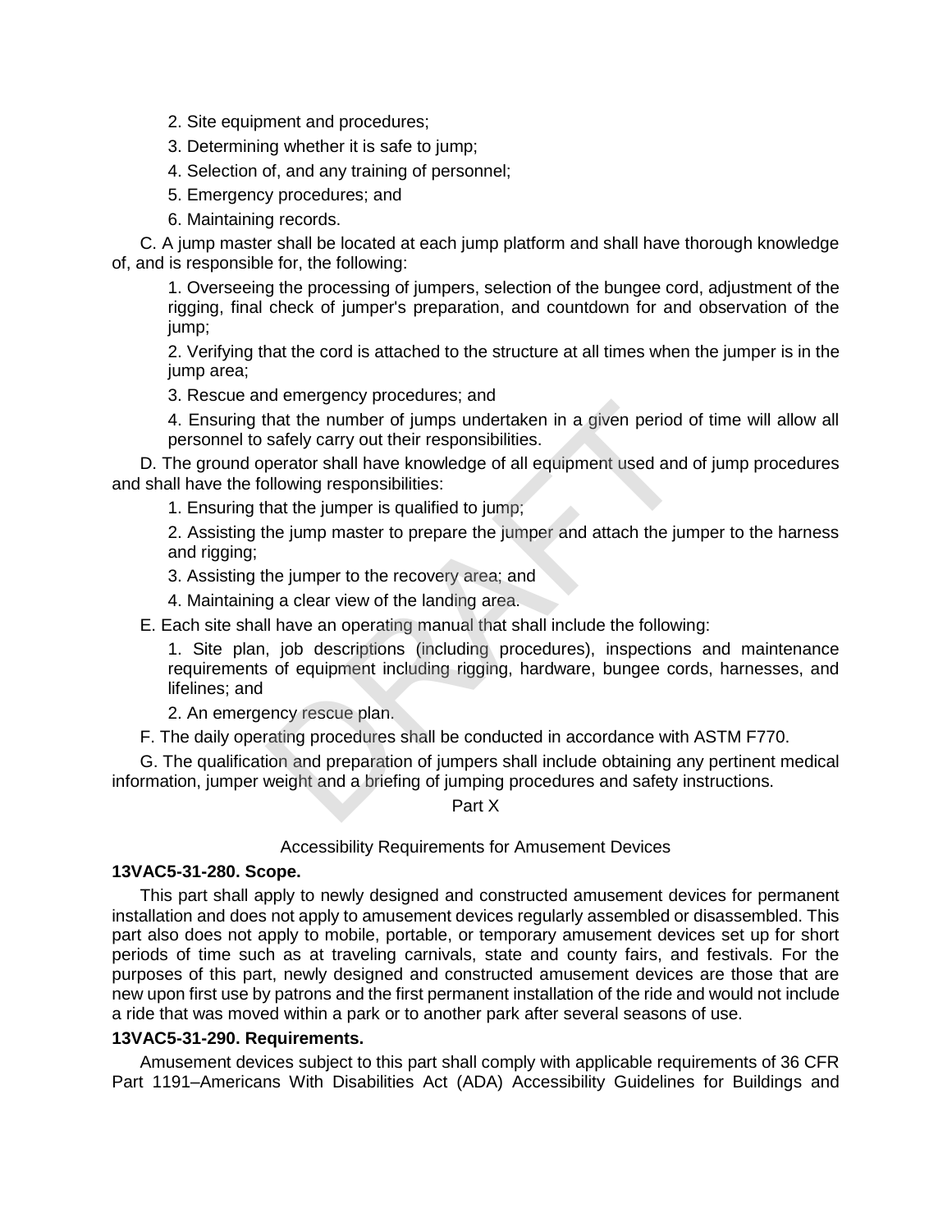2. Site equipment and procedures;

3. Determining whether it is safe to jump;

4. Selection of, and any training of personnel;

5. Emergency procedures; and

6. Maintaining records.

C. A jump master shall be located at each jump platform and shall have thorough knowledge of, and is responsible for, the following:

1. Overseeing the processing of jumpers, selection of the bungee cord, adjustment of the rigging, final check of jumper's preparation, and countdown for and observation of the jump;

2. Verifying that the cord is attached to the structure at all times when the jumper is in the jump area;

3. Rescue and emergency procedures; and

4. Ensuring that the number of jumps undertaken in a given period of time will allow all personnel to safely carry out their responsibilities.

D. The ground operator shall have knowledge of all equipment used and of jump procedures and shall have the following responsibilities:

1. Ensuring that the jumper is qualified to jump;

2. Assisting the jump master to prepare the jumper and attach the jumper to the harness and rigging;

3. Assisting the jumper to the recovery area; and

4. Maintaining a clear view of the landing area.

E. Each site shall have an operating manual that shall include the following:

1. Site plan, job descriptions (including procedures), inspections and maintenance requirements of equipment including rigging, hardware, bungee cords, harnesses, and lifelines; and

2. An emergency rescue plan.

F. The daily operating procedures shall be conducted in accordance with ASTM F770.

G. The qualification and preparation of jumpers shall include obtaining any pertinent medical information, jumper weight and a briefing of jumping procedures and safety instructions.

Part X

Accessibility Requirements for Amusement Devices

**13VAC5-31-280. Scope.**

This part shall apply to newly designed and constructed amusement devices for permanent installation and does not apply to amusement devices regularly assembled or disassembled. This part also does not apply to mobile, portable, or temporary amusement devices set up for short periods of time such as at traveling carnivals, state and county fairs, and festivals. For the purposes of this part, newly designed and constructed amusement devices are those that are new upon first use by patrons and the first permanent installation of the ride and would not include a ride that was moved within a park or to another park after several seasons of use.

**13VAC5-31-290. Requirements.**

Amusement devices subject to this part shall comply with applicable requirements of 36 CFR Part 1191–Americans With Disabilities Act (ADA) Accessibility Guidelines for Buildings and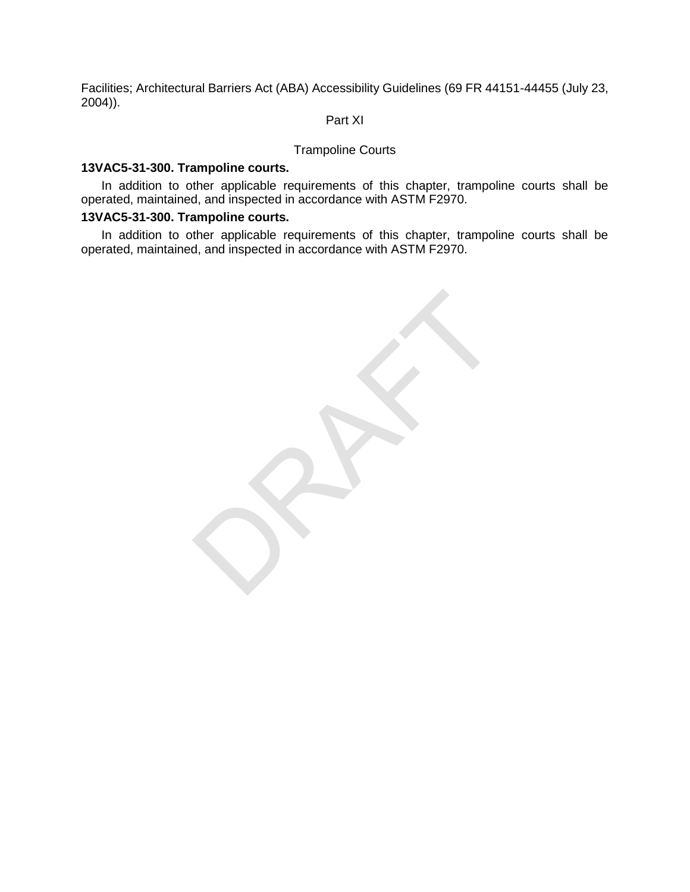Facilities; Architectural Barriers Act (ABA) Accessibility Guidelines (69 FR 44151-44455 (July 23, 2004)).

Part XI

Trampoline Courts

**13VAC5-31-300. Trampoline courts.**

In addition to other applicable requirements of this chapter, trampoline courts shall be operated, maintained, and inspected in accordance with ASTM F2970.

**13VAC5-31-300. Trampoline courts.**

In addition to other applicable requirements of this chapter, trampoline courts shall be operated, maintained, and inspected in accordance with ASTM F2970.